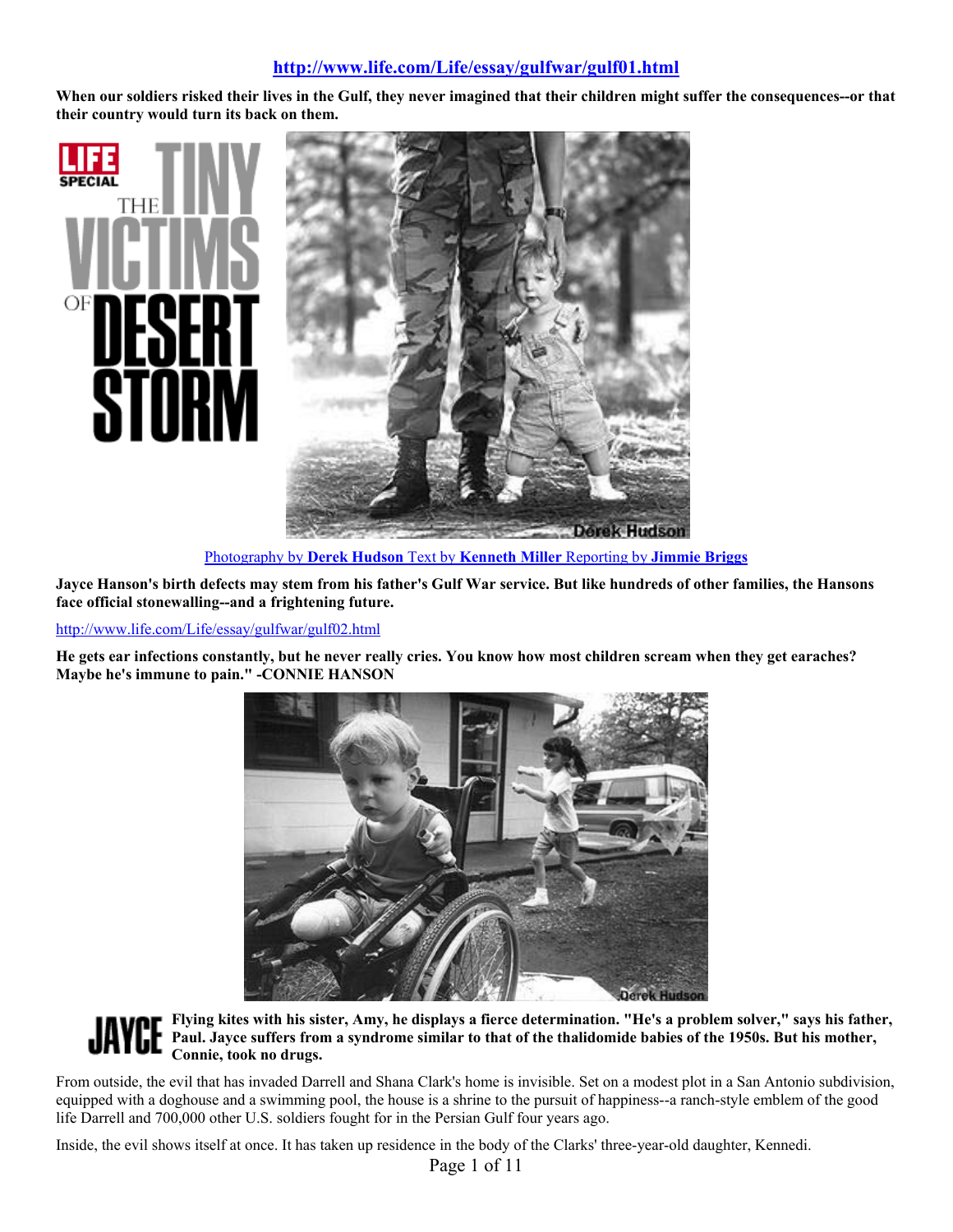**http://www.life.com/Life/essay/gulfwar/gulf01.html**

**When our soldiers risked their lives in the Gulf, they never imagined that their children might suffer the consequences--or that their country would turn its back on them.**

# LIFE SPECIAL THE TINY VICTIMS OF DESERT STORM

Photography by **Derek Hudson** Text by **Kenneth Miller** Reporting by **Jimmie Briggs**

**Jayce Hanson's birth defects may stem from his father's Gulf War service. But like hundreds of other families, the Hansons face official stonewalling--and a frightening future.**

http://www.life.com/Life/essay/gulfwar/gulf02.html

**He gets ear infections constantly, but he never really cries. You know how most children scream when they get earaches? Maybe he's immune to pain." -CONNIE HANSON**

**JAYCE** **Flying kites with his sister, Amy, he displays a fierce determination. "He's a problem solver," says his father, Paul. Jayce suffers from a syndrome similar to that of the thalidomide babies of the 1950s. But his mother, Connie, took no drugs.**

From outside, the evil that has invaded Darrell and Shana Clark's home is invisible. Set on a modest plot in a San Antonio subdivision, equipped with a doghouse and a swimming pool, the house is a shrine to the pursuit of happiness--a ranch-style emblem of the good life Darrell and 700,000 other U.S. soldiers fought for in the Persian Gulf four years ago.

Inside, the evil shows itself at once. It has taken up residence in the body of the Clarks' three-year-old daughter, Kennedi.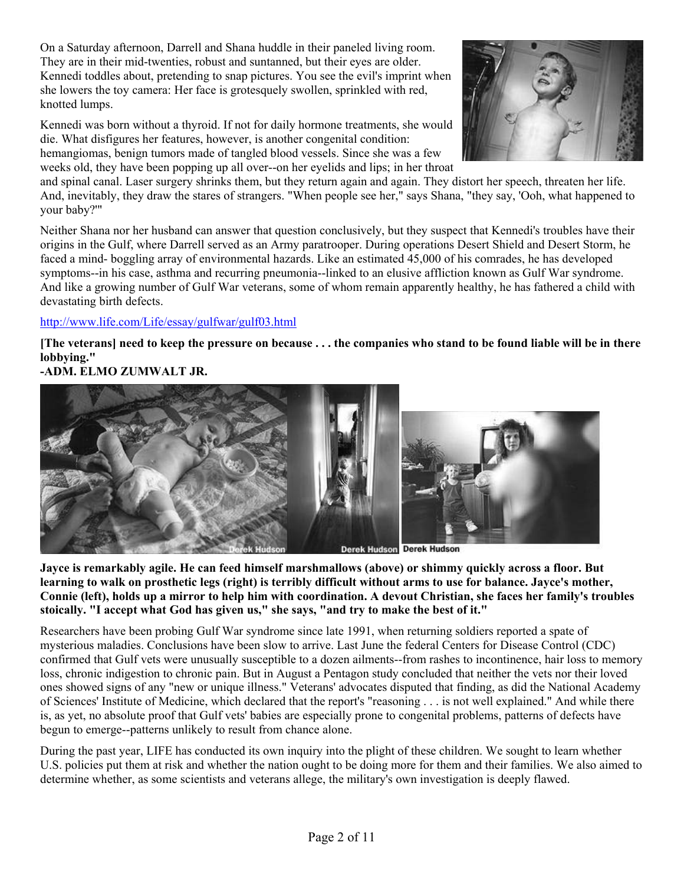On a Saturday afternoon, Darrell and Shana huddle in their paneled living room. They are in their mid-twenties, robust and suntanned, but their eyes are older. Kennedi toddles about, pretending to snap pictures. You see the evil's imprint when she lowers the toy camera: Her face is grotesquely swollen, sprinkled with red, knotted lumps.

Kennedi was born without a thyroid. If not for daily hormone treatments, she would die. What disfigures her features, however, is another congenital condition: hemangiomas, benign tumors made of tangled blood vessels. Since she was a few weeks old, they have been popping up all over--on her eyelids and lips; in her throat and spinal canal. Laser surgery shrinks them, but they return again and again. They distort her speech, threaten her life. And, inevitably, they draw the stares of strangers. "When people see her," says Shana, "they say, 'Ooh, what happened to your baby?'"

Neither Shana nor her husband can answer that question conclusively, but they suspect that Kennedi's troubles have their origins in the Gulf, where Darrell served as an Army paratrooper. During operations Desert Shield and Desert Storm, he faced a mind- boggling array of environmental hazards. Like an estimated 45,000 of his comrades, he has developed symptoms--in his case, asthma and recurring pneumonia--linked to an elusive affliction known as Gulf War syndrome. And like a growing number of Gulf War veterans, some of whom remain apparently healthy, he has fathered a child with devastating birth defects.

http://www.life.com/Life/essay/gulfwar/gulf03.html

**[The veterans] need to keep the pressure on because . . . the companies who stand to be found liable will be in there lobbying."**
**-ADM. ELMO ZUMWALT JR.**

Derek Hudson Derek Hudson Derek Hudson

**Jayce is remarkably agile. He can feed himself marshmallows (above) or shimmy quickly across a floor. But learning to walk on prosthetic legs (right) is terribly difficult without arms to use for balance. Jayce's mother, Connie (left), holds up a mirror to help him with coordination. A devout Christian, she faces her family's troubles stoically. "I accept what God has given us," she says, "and try to make the best of it."**

Researchers have been probing Gulf War syndrome since late 1991, when returning soldiers reported a spate of mysterious maladies. Conclusions have been slow to arrive. Last June the federal Centers for Disease Control (CDC) confirmed that Gulf vets were unusually susceptible to a dozen ailments--from rashes to incontinence, hair loss to memory loss, chronic indigestion to chronic pain. But in August a Pentagon study concluded that neither the vets nor their loved ones showed signs of any "new or unique illness." Veterans' advocates disputed that finding, as did the National Academy of Sciences' Institute of Medicine, which declared that the report's "reasoning . . . is not well explained." And while there is, as yet, no absolute proof that Gulf vets' babies are especially prone to congenital problems, patterns of defects have begun to emerge--patterns unlikely to result from chance alone.

During the past year, LIFE has conducted its own inquiry into the plight of these children. We sought to learn whether U.S. policies put them at risk and whether the nation ought to be doing more for them and their families. We also aimed to determine whether, as some scientists and veterans allege, the military's own investigation is deeply flawed.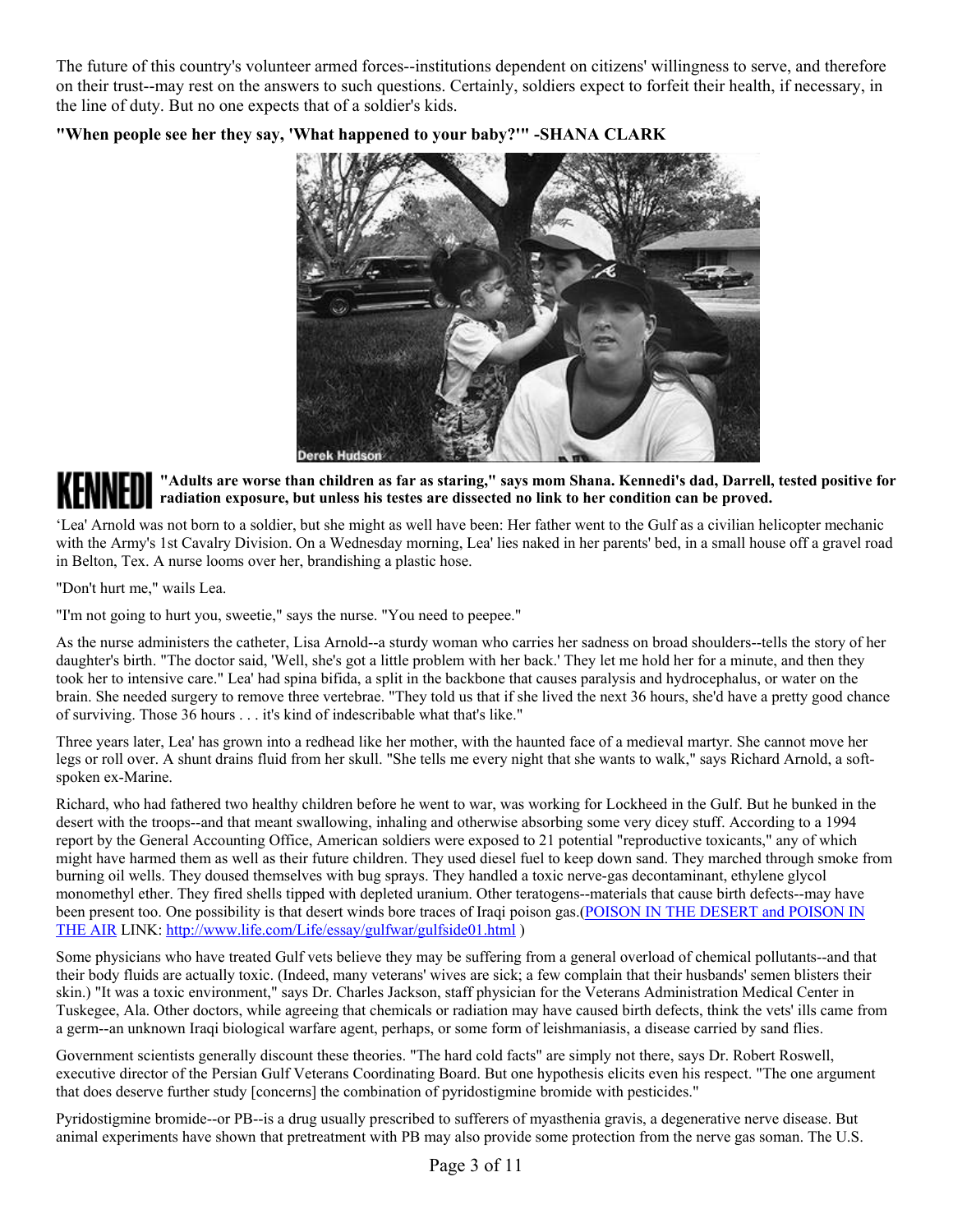The future of this country's volunteer armed forces--institutions dependent on citizens' willingness to serve, and therefore on their trust--may rest on the answers to such questions. Certainly, soldiers expect to forfeit their health, if necessary, in the line of duty. But no one expects that of a soldier's kids.

**"When people see her they say, 'What happened to your baby?'" -SHANA CLARK**

**KENNEDI** **"Adults are worse than children as far as staring," says mom Shana. Kennedi's dad, Darrell, tested positive for radiation exposure, but unless his testes are dissected no link to her condition can be proved.**

'Lea' Arnold was not born to a soldier, but she might as well have been: Her father went to the Gulf as a civilian helicopter mechanic with the Army's 1st Cavalry Division. On a Wednesday morning, Lea' lies naked in her parents' bed, in a small house off a gravel road in Belton, Tex. A nurse looms over her, brandishing a plastic hose.

"Don't hurt me," wails Lea.

"I'm not going to hurt you, sweetie," says the nurse. "You need to peepee."

As the nurse administers the catheter, Lisa Arnold--a sturdy woman who carries her sadness on broad shoulders--tells the story of her daughter's birth. "The doctor said, 'Well, she's got a little problem with her back.' They let me hold her for a minute, and then they took her to intensive care." Lea' had spina bifida, a split in the backbone that causes paralysis and hydrocephalus, or water on the brain. She needed surgery to remove three vertebrae. "They told us that if she lived the next 36 hours, she'd have a pretty good chance of surviving. Those 36 hours . . . it's kind of indescribable what that's like."

Three years later, Lea' has grown into a redhead like her mother, with the haunted face of a medieval martyr. She cannot move her legs or roll over. A shunt drains fluid from her skull. "She tells me every night that she wants to walk," says Richard Arnold, a soft-spoken ex-Marine.

Richard, who had fathered two healthy children before he went to war, was working for Lockheed in the Gulf. But he bunked in the desert with the troops--and that meant swallowing, inhaling and otherwise absorbing some very dicey stuff. According to a 1994 report by the General Accounting Office, American soldiers were exposed to 21 potential "reproductive toxicants," any of which might have harmed them as well as their future children. They used diesel fuel to keep down sand. They marched through smoke from burning oil wells. They doused themselves with bug sprays. They handled a toxic nerve-gas decontaminant, ethylene glycol monomethyl ether. They fired shells tipped with depleted uranium. Other teratogens--materials that cause birth defects--may have been present too. One possibility is that desert winds bore traces of Iraqi poison gas.([POISON IN THE DESERT and POISON IN THE AIR](http://www.life.com/Life/essay/gulfwar/gulfside01.html) LINK: http://www.life.com/Life/essay/gulfwar/gulfside01.html )

Some physicians who have treated Gulf vets believe they may be suffering from a general overload of chemical pollutants--and that their body fluids are actually toxic. (Indeed, many veterans' wives are sick; a few complain that their husbands' semen blisters their skin.) "It was a toxic environment," says Dr. Charles Jackson, staff physician for the Veterans Administration Medical Center in Tuskegee, Ala. Other doctors, while agreeing that chemicals or radiation may have caused birth defects, think the vets' ills came from a germ--an unknown Iraqi biological warfare agent, perhaps, or some form of leishmaniasis, a disease carried by sand flies.

Government scientists generally discount these theories. "The hard cold facts" are simply not there, says Dr. Robert Roswell, executive director of the Persian Gulf Veterans Coordinating Board. But one hypothesis elicits even his respect. "The one argument that does deserve further study [concerns] the combination of pyridostigmine bromide with pesticides."

Pyridostigmine bromide--or PB--is a drug usually prescribed to sufferers of myasthenia gravis, a degenerative nerve disease. But animal experiments have shown that pretreatment with PB may also provide some protection from the nerve gas soman. The U.S.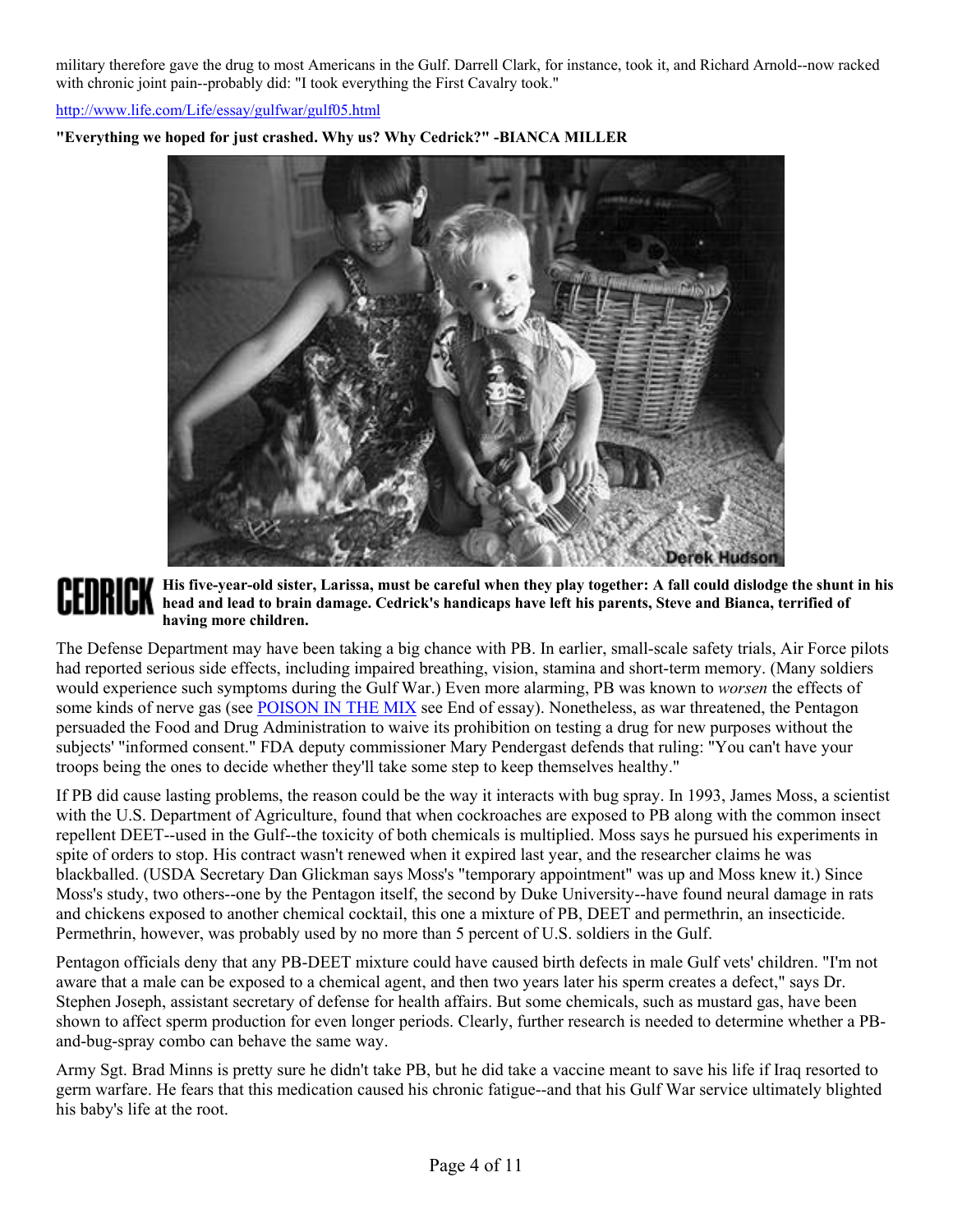military therefore gave the drug to most Americans in the Gulf. Darrell Clark, for instance, took it, and Richard Arnold--now racked with chronic joint pain--probably did: "I took everything the First Cavalry took."

http://www.life.com/Life/essay/gulfwar/gulf05.html

**"Everything we hoped for just crashed. Why us? Why Cedrick?" -BIANCA MILLER**

**CEDRICK** **His five-year-old sister, Larissa, must be careful when they play together: A fall could dislodge the shunt in his head and lead to brain damage. Cedrick's handicaps have left his parents, Steve and Bianca, terrified of having more children.**

The Defense Department may have been taking a big chance with PB. In earlier, small-scale safety trials, Air Force pilots had reported serious side effects, including impaired breathing, vision, stamina and short-term memory. (Many soldiers would experience such symptoms during the Gulf War.) Even more alarming, PB was known to *worsen* the effects of some kinds of nerve gas (see POISON IN THE MIX see End of essay). Nonetheless, as war threatened, the Pentagon persuaded the Food and Drug Administration to waive its prohibition on testing a drug for new purposes without the subjects' "informed consent." FDA deputy commissioner Mary Pendergast defends that ruling: "You can't have your troops being the ones to decide whether they'll take some step to keep themselves healthy."

If PB did cause lasting problems, the reason could be the way it interacts with bug spray. In 1993, James Moss, a scientist with the U.S. Department of Agriculture, found that when cockroaches are exposed to PB along with the common insect repellent DEET--used in the Gulf--the toxicity of both chemicals is multiplied. Moss says he pursued his experiments in spite of orders to stop. His contract wasn't renewed when it expired last year, and the researcher claims he was blackballed. (USDA Secretary Dan Glickman says Moss's "temporary appointment" was up and Moss knew it.) Since Moss's study, two others--one by the Pentagon itself, the second by Duke University--have found neural damage in rats and chickens exposed to another chemical cocktail, this one a mixture of PB, DEET and permethrin, an insecticide. Permethrin, however, was probably used by no more than 5 percent of U.S. soldiers in the Gulf.

Pentagon officials deny that any PB-DEET mixture could have caused birth defects in male Gulf vets' children. "I'm not aware that a male can be exposed to a chemical agent, and then two years later his sperm creates a defect," says Dr. Stephen Joseph, assistant secretary of defense for health affairs. But some chemicals, such as mustard gas, have been shown to affect sperm production for even longer periods. Clearly, further research is needed to determine whether a PB-and-bug-spray combo can behave the same way.

Army Sgt. Brad Minns is pretty sure he didn't take PB, but he did take a vaccine meant to save his life if Iraq resorted to germ warfare. He fears that this medication caused his chronic fatigue--and that his Gulf War service ultimately blighted his baby's life at the root.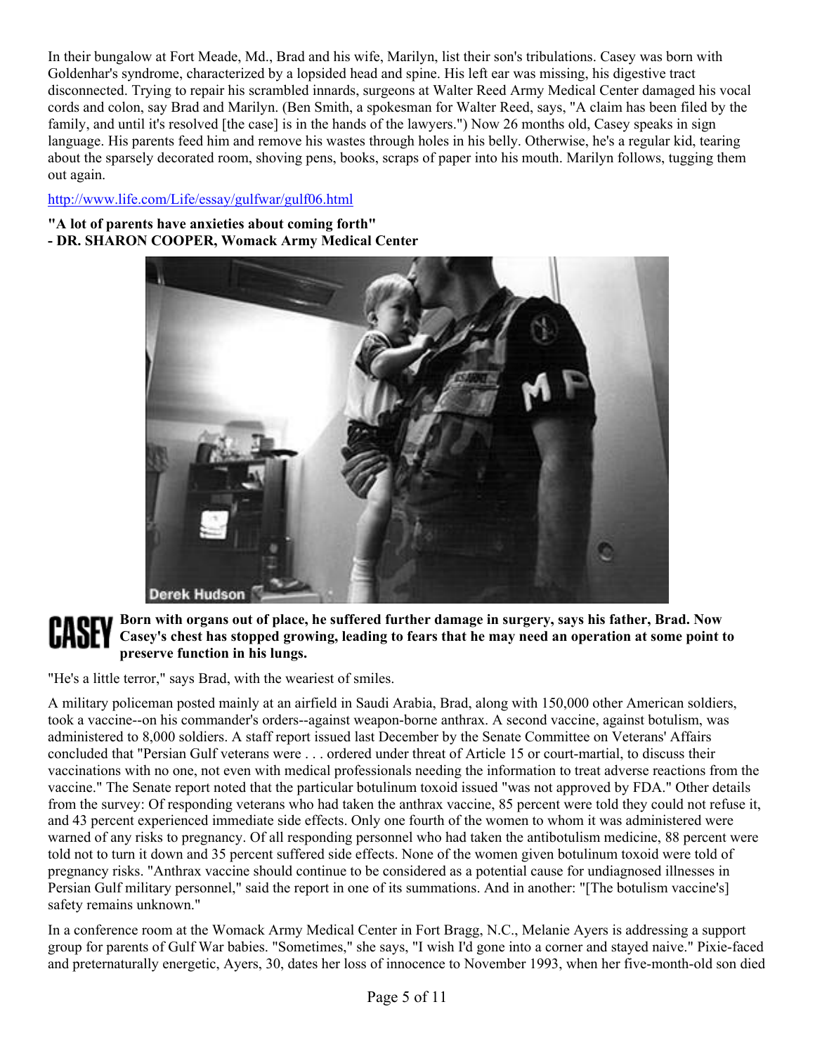In their bungalow at Fort Meade, Md., Brad and his wife, Marilyn, list their son's tribulations. Casey was born with Goldenhar's syndrome, characterized by a lopsided head and spine. His left ear was missing, his digestive tract disconnected. Trying to repair his scrambled innards, surgeons at Walter Reed Army Medical Center damaged his vocal cords and colon, say Brad and Marilyn. (Ben Smith, a spokesman for Walter Reed, says, "A claim has been filed by the family, and until it's resolved [the case] is in the hands of the lawyers.") Now 26 months old, Casey speaks in sign language. His parents feed him and remove his wastes through holes in his belly. Otherwise, he's a regular kid, tearing about the sparsely decorated room, shoving pens, books, scraps of paper into his mouth. Marilyn follows, tugging them out again.

http://www.life.com/Life/essay/gulfwar/gulf06.html

**"A lot of parents have anxieties about coming forth"**
**- DR. SHARON COOPER, Womack Army Medical Center**

Derek Hudson

**CASEY** **Born with organs out of place, he suffered further damage in surgery, says his father, Brad. Now Casey's chest has stopped growing, leading to fears that he may need an operation at some point to preserve function in his lungs.**

"He's a little terror," says Brad, with the weariest of smiles.

A military policeman posted mainly at an airfield in Saudi Arabia, Brad, along with 150,000 other American soldiers, took a vaccine--on his commander's orders--against weapon-borne anthrax. A second vaccine, against botulism, was administered to 8,000 soldiers. A staff report issued last December by the Senate Committee on Veterans' Affairs concluded that "Persian Gulf veterans were . . . ordered under threat of Article 15 or court-martial, to discuss their vaccinations with no one, not even with medical professionals needing the information to treat adverse reactions from the vaccine." The Senate report noted that the particular botulinum toxoid issued "was not approved by FDA." Other details from the survey: Of responding veterans who had taken the anthrax vaccine, 85 percent were told they could not refuse it, and 43 percent experienced immediate side effects. Only one fourth of the women to whom it was administered were warned of any risks to pregnancy. Of all responding personnel who had taken the antibotulism medicine, 88 percent were told not to turn it down and 35 percent suffered side effects. None of the women given botulinum toxoid were told of pregnancy risks. "Anthrax vaccine should continue to be considered as a potential cause for undiagnosed illnesses in Persian Gulf military personnel," said the report in one of its summations. And in another: "[The botulism vaccine's] safety remains unknown."

In a conference room at the Womack Army Medical Center in Fort Bragg, N.C., Melanie Ayers is addressing a support group for parents of Gulf War babies. "Sometimes," she says, "I wish I'd gone into a corner and stayed naive." Pixie-faced and preternaturally energetic, Ayers, 30, dates her loss of innocence to November 1993, when her five-month-old son died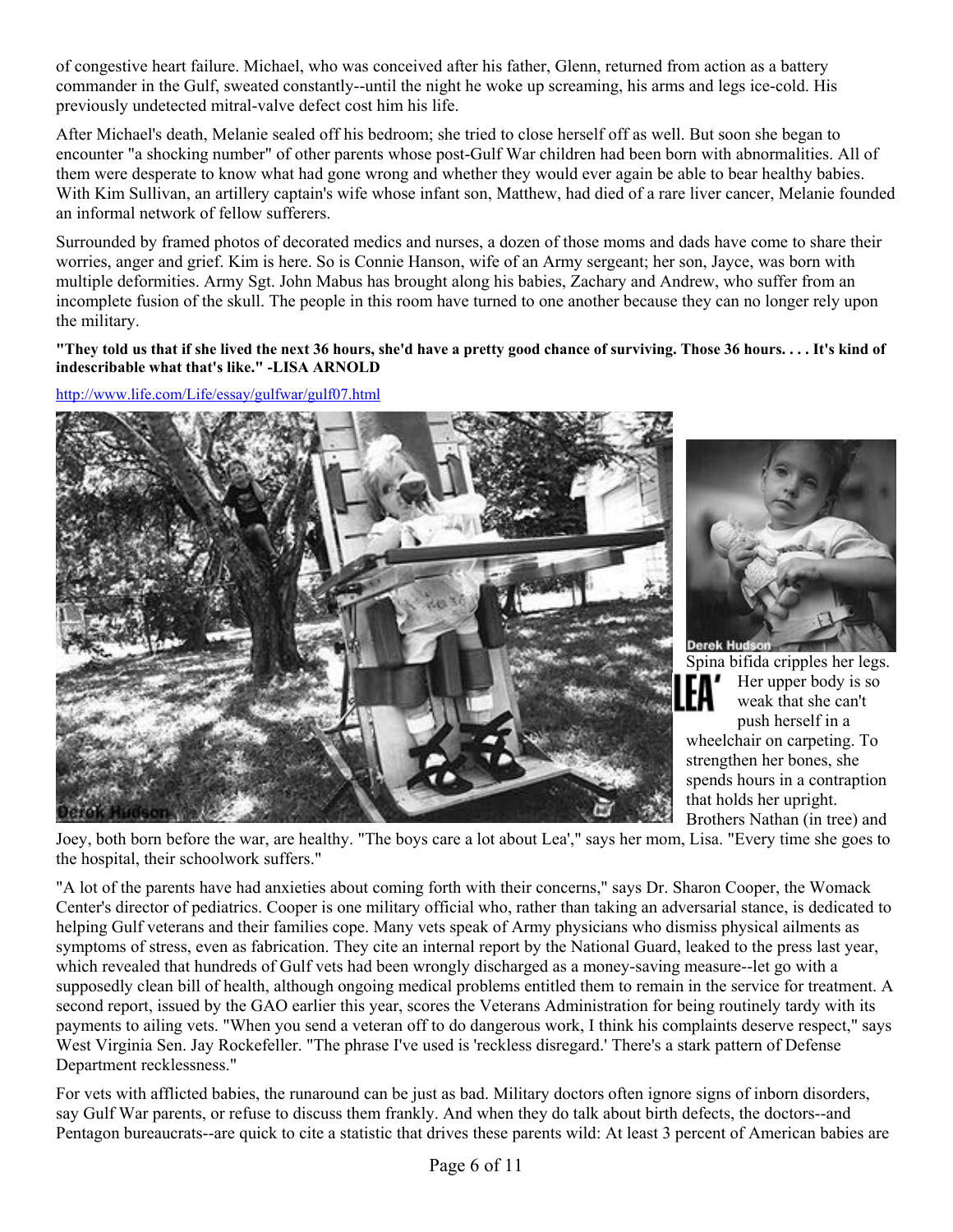of congestive heart failure. Michael, who was conceived after his father, Glenn, returned from action as a battery commander in the Gulf, sweated constantly--until the night he woke up screaming, his arms and legs ice-cold. His previously undetected mitral-valve defect cost him his life.

After Michael's death, Melanie sealed off his bedroom; she tried to close herself off as well. But soon she began to encounter "a shocking number" of other parents whose post-Gulf War children had been born with abnormalities. All of them were desperate to know what had gone wrong and whether they would ever again be able to bear healthy babies. With Kim Sullivan, an artillery captain's wife whose infant son, Matthew, had died of a rare liver cancer, Melanie founded an informal network of fellow sufferers.

Surrounded by framed photos of decorated medics and nurses, a dozen of those moms and dads have come to share their worries, anger and grief. Kim is here. So is Connie Hanson, wife of an Army sergeant; her son, Jayce, was born with multiple deformities. Army Sgt. John Mabus has brought along his babies, Zachary and Andrew, who suffer from an incomplete fusion of the skull. The people in this room have turned to one another because they can no longer rely upon the military.

**"They told us that if she lived the next 36 hours, she'd have a pretty good chance of surviving. Those 36 hours. . . . It's kind of indescribable what that's like." -LISA ARNOLD**

http://www.life.com/Life/essay/gulfwar/gulf07.html

Derek Hudson

Derek Hudson

LEA' Spina bifida cripples her legs. Her upper body is so weak that she can't push herself in a wheelchair on carpeting. To strengthen her bones, she spends hours in a contraption that holds her upright. Brothers Nathan (in tree) and Joey, both born before the war, are healthy. "The boys care a lot about Lea'," says her mom, Lisa. "Every time she goes to the hospital, their schoolwork suffers."

"A lot of the parents have had anxieties about coming forth with their concerns," says Dr. Sharon Cooper, the Womack Center's director of pediatrics. Cooper is one military official who, rather than taking an adversarial stance, is dedicated to helping Gulf veterans and their families cope. Many vets speak of Army physicians who dismiss physical ailments as symptoms of stress, even as fabrication. They cite an internal report by the National Guard, leaked to the press last year, which revealed that hundreds of Gulf vets had been wrongly discharged as a money-saving measure--let go with a supposedly clean bill of health, although ongoing medical problems entitled them to remain in the service for treatment. A second report, issued by the GAO earlier this year, scores the Veterans Administration for being routinely tardy with its payments to ailing vets. "When you send a veteran off to do dangerous work, I think his complaints deserve respect," says West Virginia Sen. Jay Rockefeller. "The phrase I've used is 'reckless disregard.' There's a stark pattern of Defense Department recklessness."

For vets with afflicted babies, the runaround can be just as bad. Military doctors often ignore signs of inborn disorders, say Gulf War parents, or refuse to discuss them frankly. And when they do talk about birth defects, the doctors--and Pentagon bureaucrats--are quick to cite a statistic that drives these parents wild: At least 3 percent of American babies are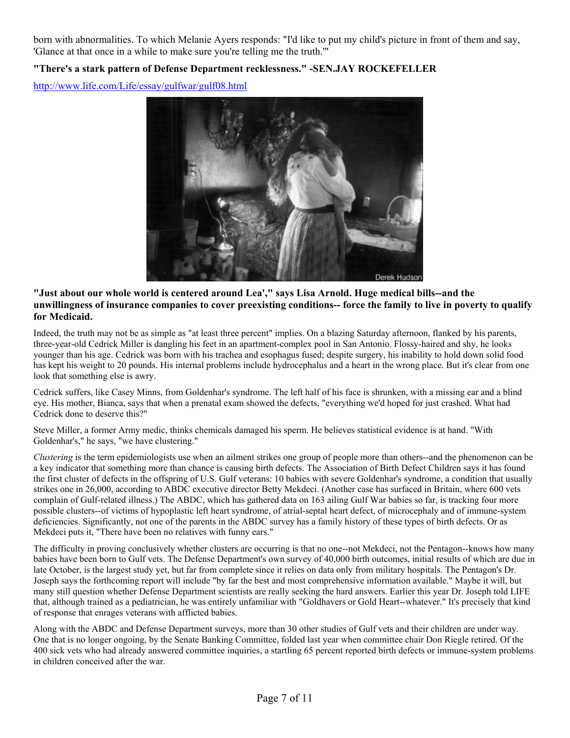born with abnormalities. To which Melanie Ayers responds: "I'd like to put my child's picture in front of them and say, 'Glance at that once in a while to make sure you're telling me the truth.'"

**"There's a stark pattern of Defense Department recklessness." -SEN.JAY ROCKEFELLER**

http://www.life.com/Life/essay/gulfwar/gulf08.html

Derek Hudson

**"Just about our whole world is centered around Lea'," says Lisa Arnold. Huge medical bills--and the unwillingness of insurance companies to cover preexisting conditions-- force the family to live in poverty to qualify for Medicaid.**

Indeed, the truth may not be as simple as "at least three percent" implies. On a blazing Saturday afternoon, flanked by his parents, three-year-old Cedrick Miller is dangling his feet in an apartment-complex pool in San Antonio. Flossy-haired and shy, he looks younger than his age. Cedrick was born with his trachea and esophagus fused; despite surgery, his inability to hold down solid food has kept his weight to 20 pounds. His internal problems include hydrocephalus and a heart in the wrong place. But it's clear from one look that something else is awry.

Cedrick suffers, like Casey Minns, from Goldenhar's syndrome. The left half of his face is shrunken, with a missing ear and a blind eye. His mother, Bianca, says that when a prenatal exam showed the defects, "everything we'd hoped for just crashed. What had Cedrick done to deserve this?"

Steve Miller, a former Army medic, thinks chemicals damaged his sperm. He believes statistical evidence is at hand. "With Goldenhar's," he says, "we have clustering."

*Clustering* is the term epidemiologists use when an ailment strikes one group of people more than others--and the phenomenon can be a key indicator that something more than chance is causing birth defects. The Association of Birth Defect Children says it has found the first cluster of defects in the offspring of U.S. Gulf veterans: 10 babies with severe Goldenhar's syndrome, a condition that usually strikes one in 26,000, according to ABDC executive director Betty Mekdeci. (Another case has surfaced in Britain, where 600 vets complain of Gulf-related illness.) The ABDC, which has gathered data on 163 ailing Gulf War babies so far, is tracking four more possible clusters--of victims of hypoplastic left heart syndrome, of atrial-septal heart defect, of microcephaly and of immune-system deficiencies. Significantly, not one of the parents in the ABDC survey has a family history of these types of birth defects. Or as Mekdeci puts it, "There have been no relatives with funny ears."

The difficulty in proving conclusively whether clusters are occurring is that no one--not Mekdeci, not the Pentagon--knows how many babies have been born to Gulf vets. The Defense Department's own survey of 40,000 birth outcomes, initial results of which are due in late October, is the largest study yet, but far from complete since it relies on data only from military hospitals. The Pentagon's Dr. Joseph says the forthcoming report will include "by far the best and most comprehensive information available." Maybe it will, but many still question whether Defense Department scientists are really seeking the hard answers. Earlier this year Dr. Joseph told LIFE that, although trained as a pediatrician, he was entirely unfamiliar with "Goldhavers or Gold Heart--whatever." It's precisely that kind of response that enrages veterans with afflicted babies.

Along with the ABDC and Defense Department surveys, more than 30 other studies of Gulf vets and their children are under way. One that is no longer ongoing, by the Senate Banking Committee, folded last year when committee chair Don Riegle retired. Of the 400 sick vets who had already answered committee inquiries, a startling 65 percent reported birth defects or immune-system problems in children conceived after the war.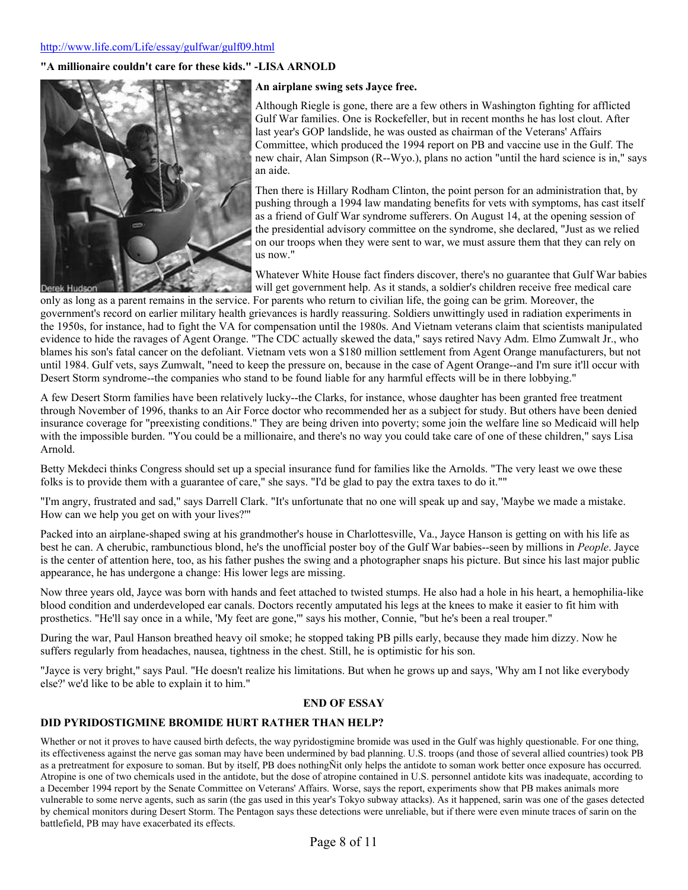http://www.life.com/Life/essay/gulfwar/gulf09.html

**"A millionaire couldn't care for these kids." -LISA ARNOLD**

**An airplane swing sets Jayce free.**

Although Riegle is gone, there are a few others in Washington fighting for afflicted Gulf War families. One is Rockefeller, but in recent months he has lost clout. After last year's GOP landslide, he was ousted as chairman of the Veterans' Affairs Committee, which produced the 1994 report on PB and vaccine use in the Gulf. The new chair, Alan Simpson (R--Wyo.), plans no action "until the hard science is in," says an aide.

Then there is Hillary Rodham Clinton, the point person for an administration that, by pushing through a 1994 law mandating benefits for vets with symptoms, has cast itself as a friend of Gulf War syndrome sufferers. On August 14, at the opening session of the presidential advisory committee on the syndrome, she declared, "Just as we relied on our troops when they were sent to war, we must assure them that they can rely on us now."

Whatever White House fact finders discover, there's no guarantee that Gulf War babies will get government help. As it stands, a soldier's children receive free medical care only as long as a parent remains in the service. For parents who return to civilian life, the going can be grim. Moreover, the government's record on earlier military health grievances is hardly reassuring. Soldiers unwittingly used in radiation experiments in the 1950s, for instance, had to fight the VA for compensation until the 1980s. And Vietnam veterans claim that scientists manipulated evidence to hide the ravages of Agent Orange. "The CDC actually skewed the data," says retired Navy Adm. Elmo Zumwalt Jr., who blames his son's fatal cancer on the defoliant. Vietnam vets won a $180 million settlement from Agent Orange manufacturers, but not until 1984. Gulf vets, says Zumwalt, "need to keep the pressure on, because in the case of Agent Orange--and I'm sure it'll occur with Desert Storm syndrome--the companies who stand to be found liable for any harmful effects will be in there lobbying."

A few Desert Storm families have been relatively lucky--the Clarks, for instance, whose daughter has been granted free treatment through November of 1996, thanks to an Air Force doctor who recommended her as a subject for study. But others have been denied insurance coverage for "preexisting conditions." They are being driven into poverty; some join the welfare line so Medicaid will help with the impossible burden. "You could be a millionaire, and there's no way you could take care of one of these children," says Lisa Arnold.

Betty Mekdeci thinks Congress should set up a special insurance fund for families like the Arnolds. "The very least we owe these folks is to provide them with a guarantee of care," she says. "I'd be glad to pay the extra taxes to do it.""

"I'm angry, frustrated and sad," says Darrell Clark. "It's unfortunate that no one will speak up and say, 'Maybe we made a mistake. How can we help you get on with your lives?'"

Packed into an airplane-shaped swing at his grandmother's house in Charlottesville, Va., Jayce Hanson is getting on with his life as best he can. A cherubic, rambunctious blond, he's the unofficial poster boy of the Gulf War babies--seen by millions in *People*. Jayce is the center of attention here, too, as his father pushes the swing and a photographer snaps his picture. But since his last major public appearance, he has undergone a change: His lower legs are missing.

Now three years old, Jayce was born with hands and feet attached to twisted stumps. He also had a hole in his heart, a hemophilia-like blood condition and underdeveloped ear canals. Doctors recently amputated his legs at the knees to make it easier to fit him with prosthetics. "He'll say once in a while, 'My feet are gone,'" says his mother, Connie, "but he's been a real trouper."

During the war, Paul Hanson breathed heavy oil smoke; he stopped taking PB pills early, because they made him dizzy. Now he suffers regularly from headaches, nausea, tightness in the chest. Still, he is optimistic for his son.

"Jayce is very bright," says Paul. "He doesn't realize his limitations. But when he grows up and says, 'Why am I not like everybody else?' we'd like to be able to explain it to him."

**END OF ESSAY**

**DID PYRIDOSTIGMINE BROMIDE HURT RATHER THAN HELP?**

Whether or not it proves to have caused birth defects, the way pyridostigmine bromide was used in the Gulf was highly questionable. For one thing, its effectiveness against the nerve gas soman may have been undermined by bad planning. U.S. troops (and those of several allied countries) took PB as a pretreatment for exposure to soman. But by itself, PB does nothingÑit only helps the antidote to soman work better once exposure has occurred. Atropine is one of two chemicals used in the antidote, but the dose of atropine contained in U.S. personnel antidote kits was inadequate, according to a December 1994 report by the Senate Committee on Veterans' Affairs. Worse, says the report, experiments show that PB makes animals more vulnerable to some nerve agents, such as sarin (the gas used in this year's Tokyo subway attacks). As it happened, sarin was one of the gases detected by chemical monitors during Desert Storm. The Pentagon says these detections were unreliable, but if there were even minute traces of sarin on the battlefield, PB may have exacerbated its effects.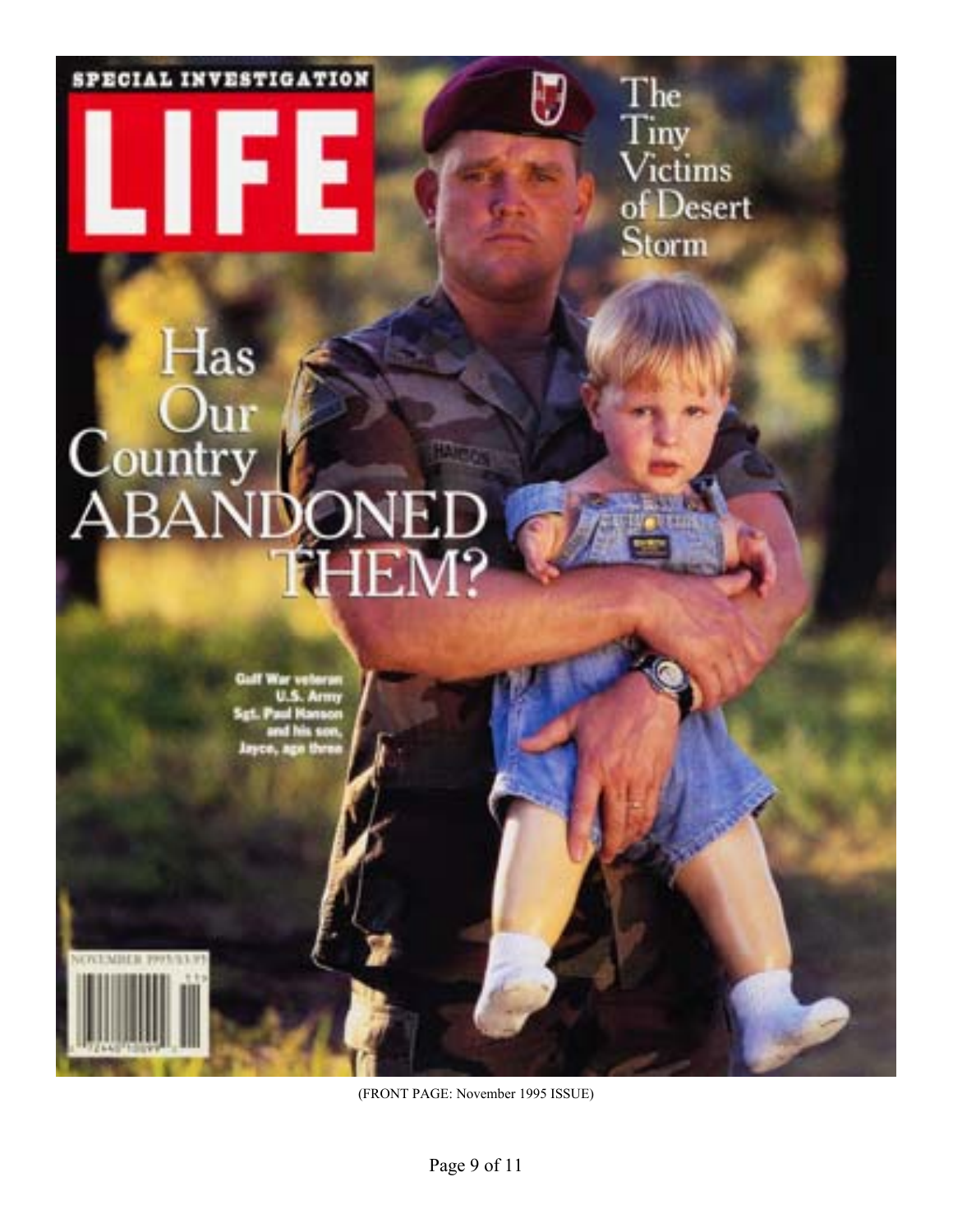SPECIAL INVESTIGATION

# LIFE

The Tiny Victims of Desert Storm

Has Our Country ABANDONED THEM?

Gulf War veteran U.S. Army Sgt. Paul Hanson and his son, Jayce, age three

NOVEMBER 1995/$3.95

(FRONT PAGE: November 1995 ISSUE)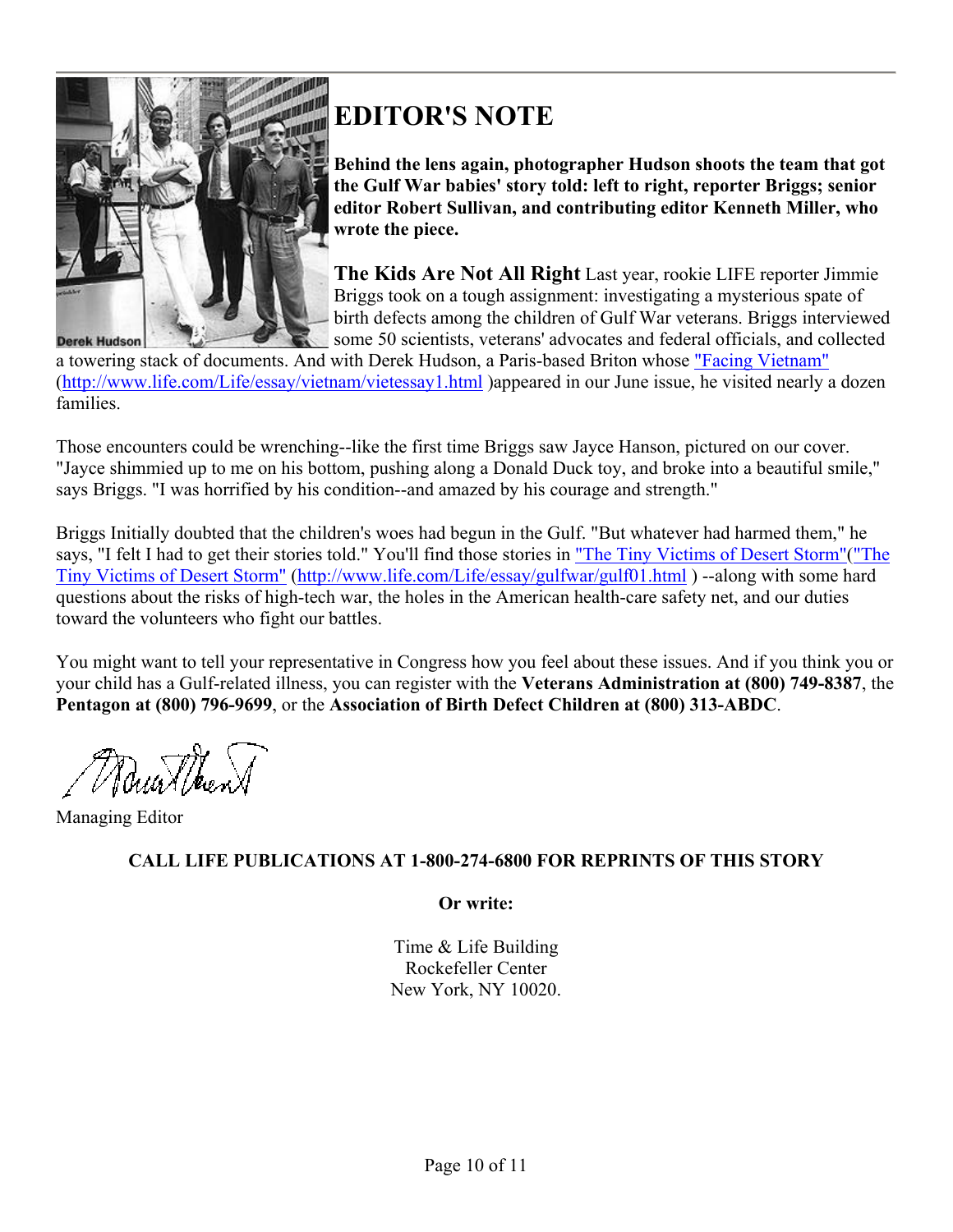# EDITOR'S NOTE

**Behind the lens again, photographer Hudson shoots the team that got the Gulf War babies' story told: left to right, reporter Briggs; senior editor Robert Sullivan, and contributing editor Kenneth Miller, who wrote the piece.**

**The Kids Are Not All Right** Last year, rookie LIFE reporter Jimmie Briggs took on a tough assignment: investigating a mysterious spate of birth defects among the children of Gulf War veterans. Briggs interviewed some 50 scientists, veterans' advocates and federal officials, and collected a towering stack of documents. And with Derek Hudson, a Paris-based Briton whose "Facing Vietnam" (http://www.life.com/Life/essay/vietnam/vietessay1.html )appeared in our June issue, he visited nearly a dozen families.

Those encounters could be wrenching--like the first time Briggs saw Jayce Hanson, pictured on our cover. "Jayce shimmied up to me on his bottom, pushing along a Donald Duck toy, and broke into a beautiful smile," says Briggs. "I was horrified by his condition--and amazed by his courage and strength."

Briggs Initially doubted that the children's woes had begun in the Gulf. "But whatever had harmed them," he says, "I felt I had to get their stories told." You'll find those stories in "The Tiny Victims of Desert Storm"("The Tiny Victims of Desert Storm" (http://www.life.com/Life/essay/gulfwar/gulf01.html ) --along with some hard questions about the risks of high-tech war, the holes in the American health-care safety net, and our duties toward the volunteers who fight our battles.

You might want to tell your representative in Congress how you feel about these issues. And if you think you or your child has a Gulf-related illness, you can register with the **Veterans Administration at (800) 749-8387**, the **Pentagon at (800) 796-9699**, or the **Association of Birth Defect Children at (800) 313-ABDC**.

Managing Editor

**CALL LIFE PUBLICATIONS AT 1-800-274-6800 FOR REPRINTS OF THIS STORY**

**Or write:**

Time & Life Building
Rockefeller Center
New York, NY 10020.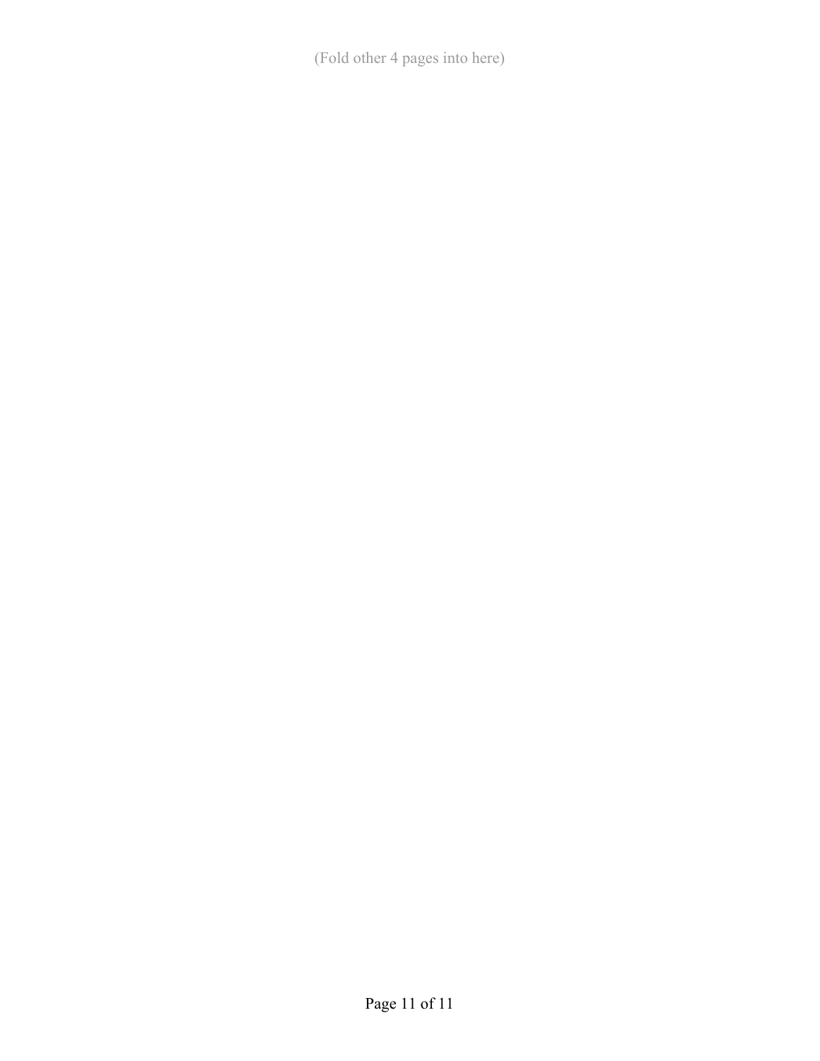(Fold other 4 pages into here)